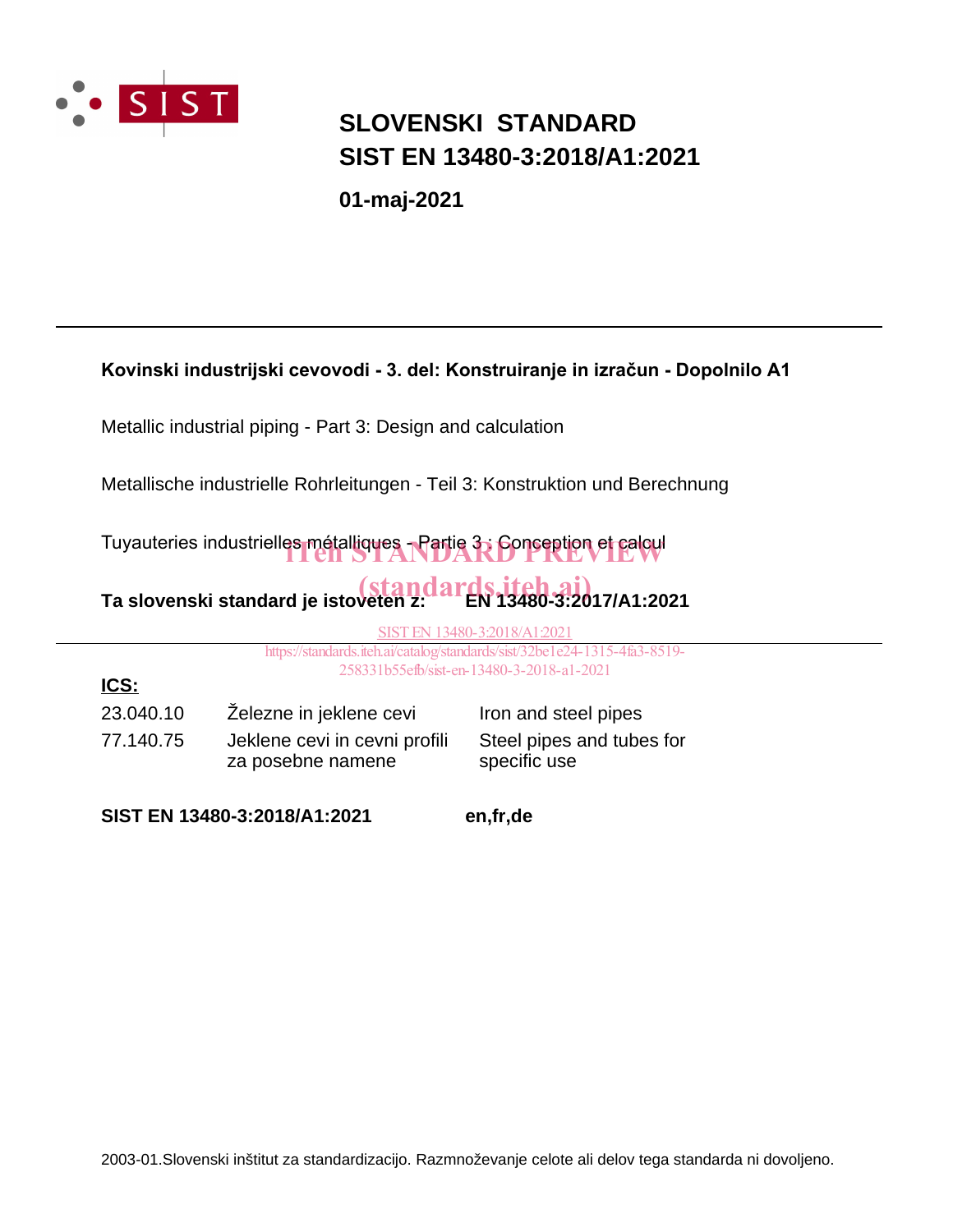# SLOVENSKI STANDARD
# SIST EN 13480-3:2018/A1:2021

**01-maj-2021**

---

**Kovinski industrijski cevovodi - 3. del: Konstruiranje in izračun - Dopolnilo A1**

Metallic industrial piping - Part 3: Design and calculation

Metallische industrielle Rohrleitungen - Teil 3: Konstruktion und Berechnung

Tuyauteries industrielles métalliques - Partie 3 : Conception et calcul

iTeh STANDARD PREVIEW
(standards.iteh.ai)

**Ta slovenski standard je istoveten z: EN 13480-3:2017/A1:2021**

SIST EN 13480-3:2018/A1:2021
https://standards.iteh.ai/catalog/standards/sist/32be1e24-1315-4fa3-8519-258331b55efb/sist-en-13480-3-2018-a1-2021

---

**ICS:**

| | | |
|---|---|---|
| 23.040.10 | Železne in jeklene cevi | Iron and steel pipes |
| 77.140.75 | Jeklene cevi in cevni profili za posebne namene | Steel pipes and tubes for specific use |

**SIST EN 13480-3:2018/A1:2021** **en,fr,de**

2003-01.Slovenski inštitut za standardizacijo. Razmnoževanje celote ali delov tega standarda ni dovoljeno.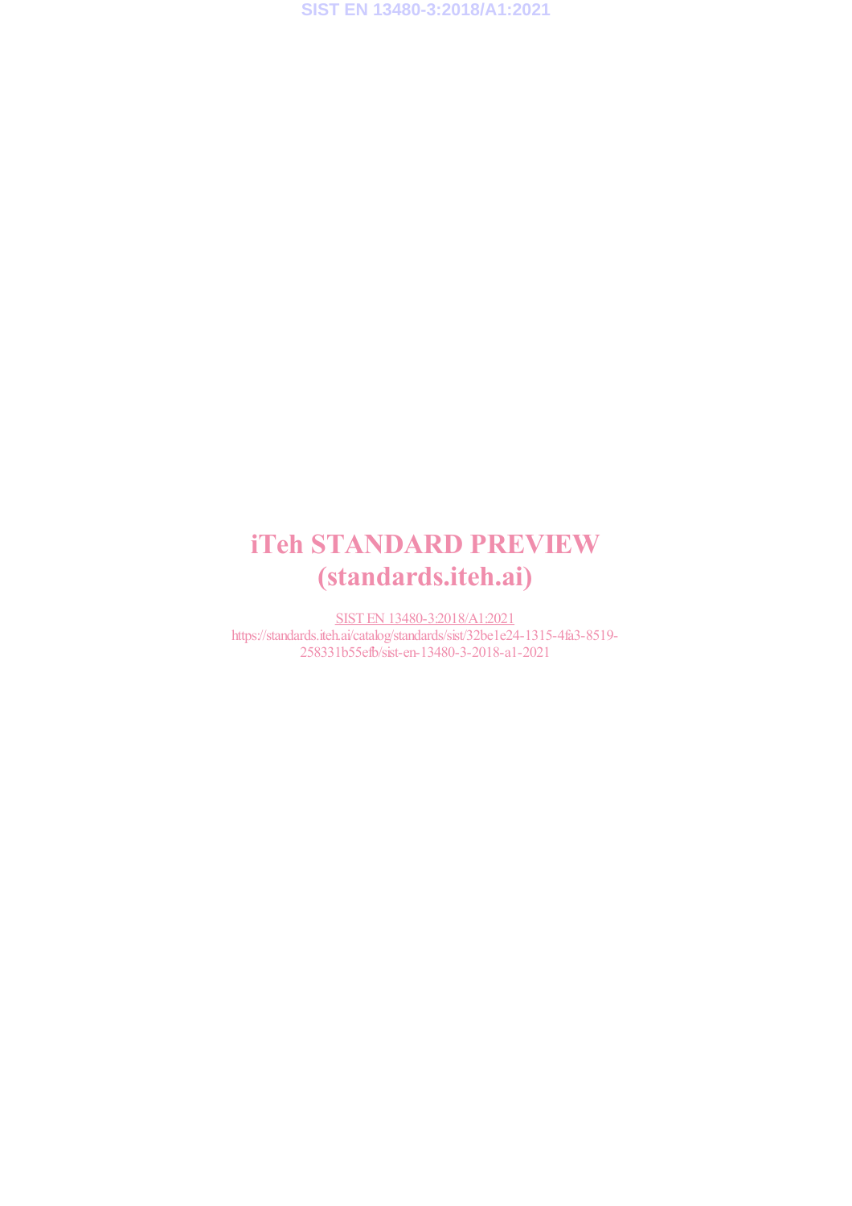iTeh STANDARD PREVIEW
(standards.iteh.ai)

SIST EN 13480-3:2018/A1:2021
https://standards.iteh.ai/catalog/standards/sist/32be1e24-1315-4fa3-8519-258331b55efb/sist-en-13480-3-2018-a1-2021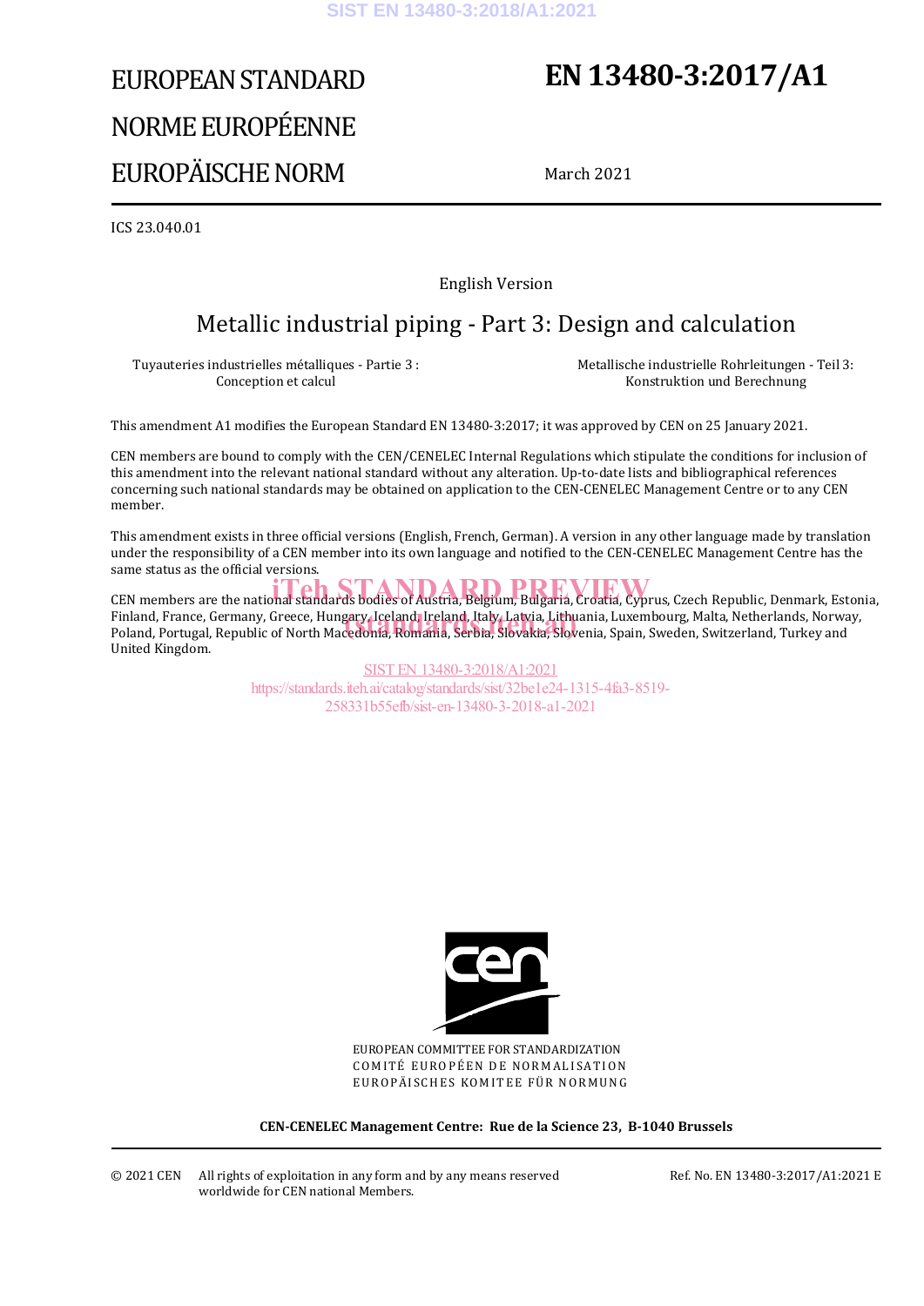# EUROPEAN STANDARD

# NORME EUROPÉENNE

# EUROPÄISCHE NORM

# EN 13480-3:2017/A1

March 2021

ICS 23.040.01

English Version

## Metallic industrial piping - Part 3: Design and calculation

Tuyauteries industrielles métalliques - Partie 3 : Conception et calcul

Metallische industrielle Rohrleitungen - Teil 3: Konstruktion und Berechnung

This amendment A1 modifies the European Standard EN 13480-3:2017; it was approved by CEN on 25 January 2021.

CEN members are bound to comply with the CEN/CENELEC Internal Regulations which stipulate the conditions for inclusion of this amendment into the relevant national standard without any alteration. Up-to-date lists and bibliographical references concerning such national standards may be obtained on application to the CEN-CENELEC Management Centre or to any CEN member.

This amendment exists in three official versions (English, French, German). A version in any other language made by translation under the responsibility of a CEN member into its own language and notified to the CEN-CENELEC Management Centre has the same status as the official versions.

CEN members are the national standards bodies of Austria, Belgium, Bulgaria, Croatia, Cyprus, Czech Republic, Denmark, Estonia, Finland, France, Germany, Greece, Hungary, Iceland, Ireland, Italy, Latvia, Lithuania, Luxembourg, Malta, Netherlands, Norway, Poland, Portugal, Republic of North Macedonia, Romania, Serbia, Slovakia, Slovenia, Spain, Sweden, Switzerland, Turkey and United Kingdom.

EUROPEAN COMMITTEE FOR STANDARDIZATION
COMITÉ EUROPÉEN DE NORMALISATION
EUROPÄISCHES KOMITEE FÜR NORMUNG

**CEN-CENELEC Management Centre: Rue de la Science 23, B-1040 Brussels**

© 2021 CEN All rights of exploitation in any form and by any means reserved worldwide for CEN national Members.

Ref. No. EN 13480-3:2017/A1:2021 E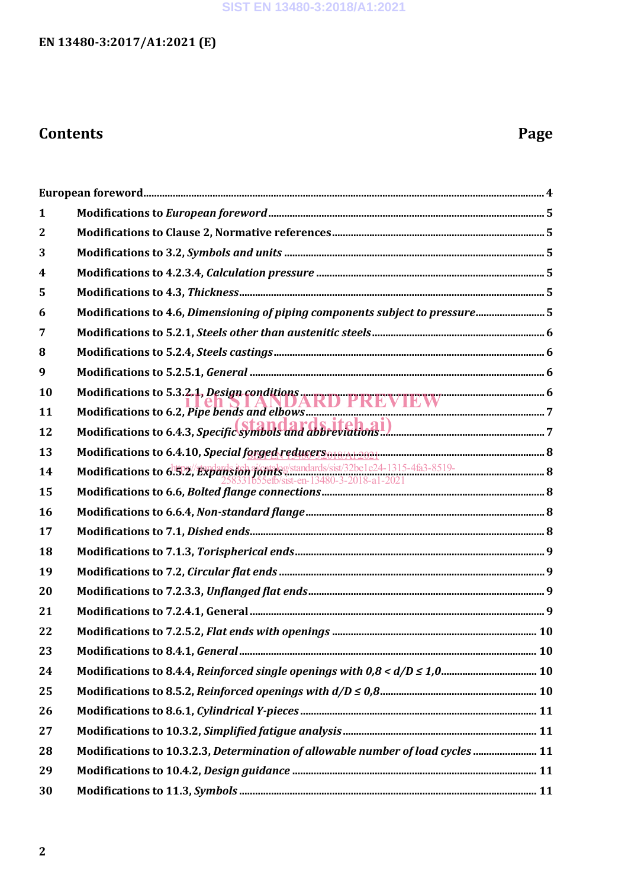# Contents

| | | Page |
|---|---|---|
| **European foreword** | | **4** |
| **1** | **Modifications to *European foreword*** | **5** |
| **2** | **Modifications to Clause 2, Normative references** | **5** |
| **3** | **Modifications to 3.2, *Symbols and units*** | **5** |
| **4** | **Modifications to 4.2.3.4, *Calculation pressure*** | **5** |
| **5** | **Modifications to 4.3, *Thickness*** | **5** |
| **6** | **Modifications to 4.6, *Dimensioning of piping components subject to pressure*** | **5** |
| **7** | **Modifications to 5.2.1, *Steels other than austenitic steels*** | **6** |
| **8** | **Modifications to 5.2.4, *Steels castings*** | **6** |
| **9** | **Modifications to 5.2.5.1, *General*** | **6** |
| **10** | **Modifications to 5.3.2.1, *Design conditions*** | **6** |
| **11** | **Modifications to 6.2, *Pipe bends and elbows*** | **7** |
| **12** | **Modifications to 6.4.3, *Specific symbols and abbreviations*** | **7** |
| **13** | **Modifications to 6.4.10, *Special forged reducers*** | **8** |
| **14** | **Modifications to 6.5.2, *Expansion joints*** | **8** |
| **15** | **Modifications to 6.6, *Bolted flange connections*** | **8** |
| **16** | **Modifications to 6.6.4, *Non-standard flange*** | **8** |
| **17** | **Modifications to 7.1, *Dished ends*** | **8** |
| **18** | **Modifications to 7.1.3, *Torispherical ends*** | **9** |
| **19** | **Modifications to 7.2, *Circular flat ends*** | **9** |
| **20** | **Modifications to 7.2.3.3, *Unflanged flat ends*** | **9** |
| **21** | **Modifications to 7.2.4.1, General** | **9** |
| **22** | **Modifications to 7.2.5.2, *Flat ends with openings*** | **10** |
| **23** | **Modifications to 8.4.1, *General*** | **10** |
| **24** | **Modifications to 8.4.4, *Reinforced single openings with 0,8 < d/D ≤ 1,0*** | **10** |
| **25** | **Modifications to 8.5.2, *Reinforced openings with d/D ≤ 0,8*** | **10** |
| **26** | **Modifications to 8.6.1, *Cylindrical Y-pieces*** | **11** |
| **27** | **Modifications to 10.3.2, *Simplified fatigue analysis*** | **11** |
| **28** | **Modifications to 10.3.2.3, *Determination of allowable number of load cycles*** | **11** |
| **29** | **Modifications to 10.4.2, *Design guidance*** | **11** |
| **30** | **Modifications to 11.3, *Symbols*** | **11** |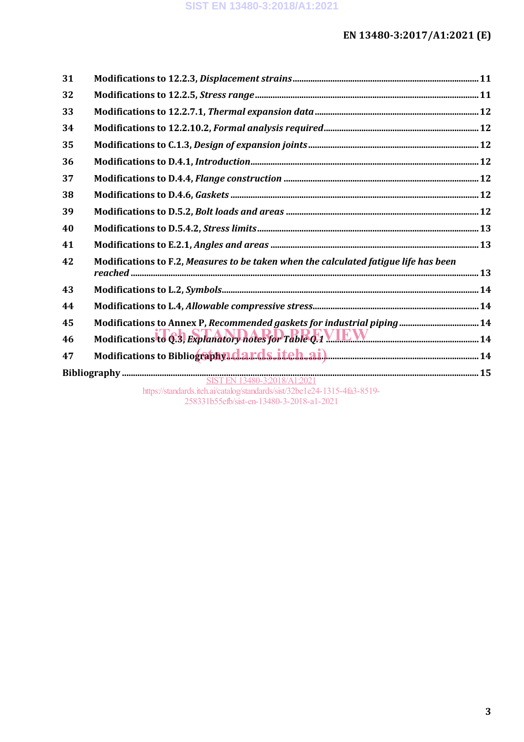| | | |
|---|---|---|
| 31 | **Modifications to 12.2.3, *Displacement strains*** | 11 |
| 32 | **Modifications to 12.2.5, *Stress range*** | 11 |
| 33 | **Modifications to 12.2.7.1, *Thermal expansion data*** | 12 |
| 34 | **Modifications to 12.2.10.2, *Formal analysis required*** | 12 |
| 35 | **Modifications to C.1.3, *Design of expansion joints*** | 12 |
| 36 | **Modifications to D.4.1, *Introduction*** | 12 |
| 37 | **Modifications to D.4.4, *Flange construction*** | 12 |
| 38 | **Modifications to D.4.6, *Gaskets*** | 12 |
| 39 | **Modifications to D.5.2, *Bolt loads and areas*** | 12 |
| 40 | **Modifications to D.5.4.2, *Stress limits*** | 13 |
| 41 | **Modifications to E.2.1, *Angles and areas*** | 13 |
| 42 | **Modifications to F.2, *Measures to be taken when the calculated fatigue life has been reached*** | 13 |
| 43 | **Modifications to L.2, *Symbols*** | 14 |
| 44 | **Modifications to L.4, *Allowable compressive stress*** | 14 |
| 45 | **Modifications to Annex P, *Recommended gaskets for industrial piping*** | 14 |
| 46 | **Modifications to Q.3, *Explanatory notes for Table Q.1*** | 14 |
| 47 | **Modifications to Bibliography** | 14 |
| **Bibliography** | | 15 |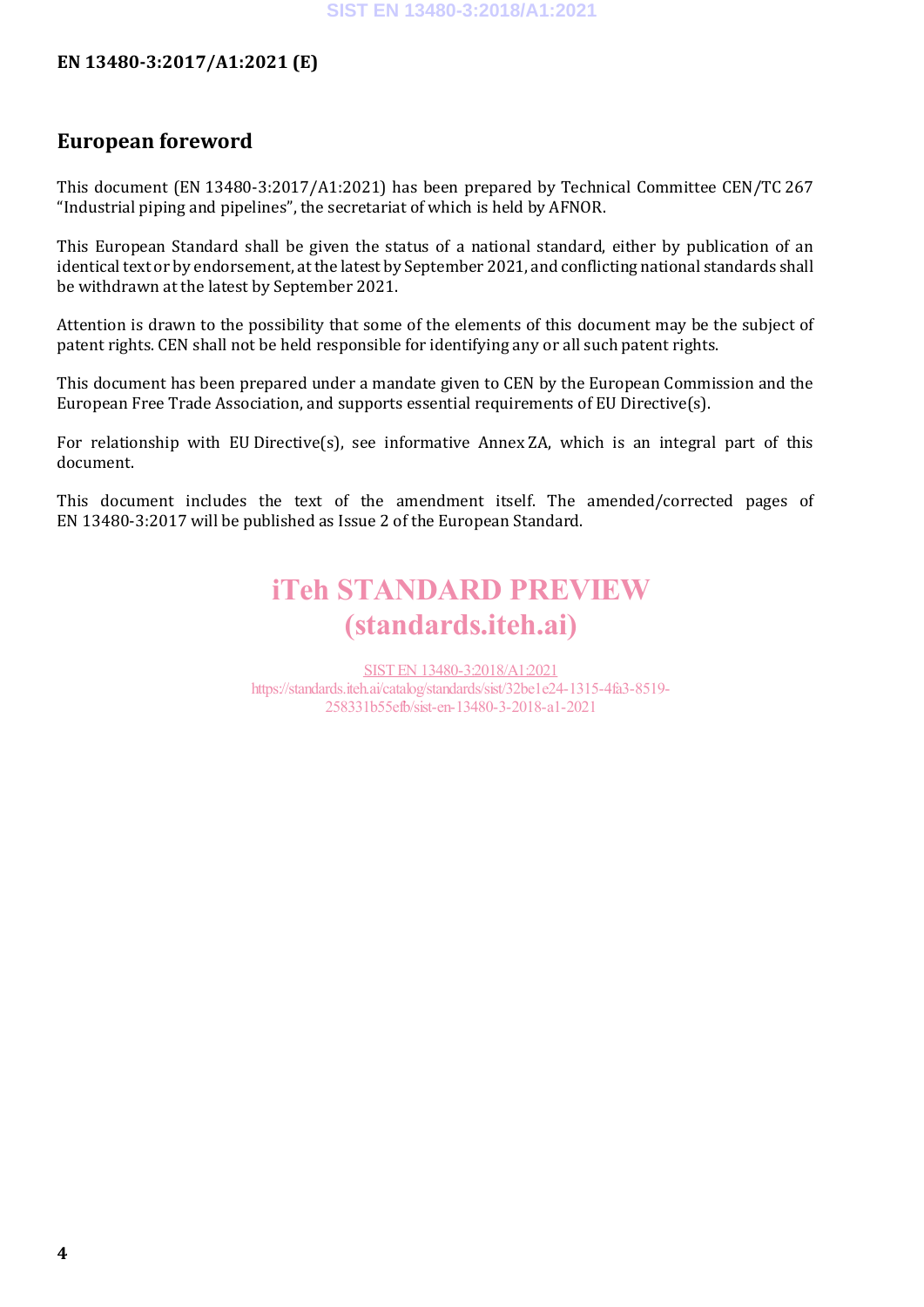## European foreword

This document (EN 13480-3:2017/A1:2021) has been prepared by Technical Committee CEN/TC 267 "Industrial piping and pipelines", the secretariat of which is held by AFNOR.

This European Standard shall be given the status of a national standard, either by publication of an identical text or by endorsement, at the latest by September 2021, and conflicting national standards shall be withdrawn at the latest by September 2021.

Attention is drawn to the possibility that some of the elements of this document may be the subject of patent rights. CEN shall not be held responsible for identifying any or all such patent rights.

This document has been prepared under a mandate given to CEN by the European Commission and the European Free Trade Association, and supports essential requirements of EU Directive(s).

For relationship with EU Directive(s), see informative Annex ZA, which is an integral part of this document.

This document includes the text of the amendment itself. The amended/corrected pages of EN 13480-3:2017 will be published as Issue 2 of the European Standard.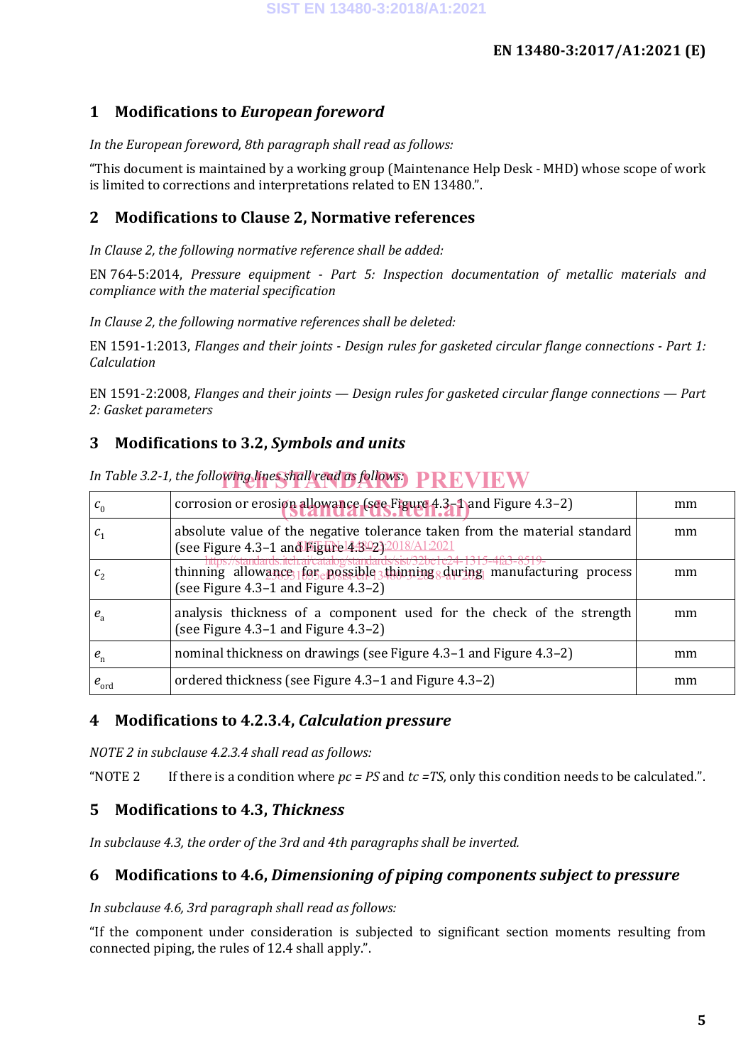## 1 Modifications to *European foreword*

*In the European foreword, 8th paragraph shall read as follows:*

"This document is maintained by a working group (Maintenance Help Desk - MHD) whose scope of work is limited to corrections and interpretations related to EN 13480.".

## 2 Modifications to Clause 2, Normative references

*In Clause 2, the following normative reference shall be added:*

EN 764-5:2014, *Pressure equipment - Part 5: Inspection documentation of metallic materials and compliance with the material specification*

*In Clause 2, the following normative references shall be deleted:*

EN 1591-1:2013, *Flanges and their joints - Design rules for gasketed circular flange connections - Part 1: Calculation*

EN 1591-2:2008, *Flanges and their joints — Design rules for gasketed circular flange connections — Part 2: Gasket parameters*

## 3 Modifications to 3.2, *Symbols and units*

*In Table 3.2-1, the following lines shall read as follows:*

| | | |
|---|---|---|
| $c_0$ | corrosion or erosion allowance (see Figure 4.3–1 and Figure 4.3–2) | mm |
| $c_1$ | absolute value of the negative tolerance taken from the material standard (see Figure 4.3–1 and Figure 4.3–2) | mm |
| $c_2$ | thinning allowance for possible thinning during manufacturing process (see Figure 4.3–1 and Figure 4.3–2) | mm |
| $e_a$ | analysis thickness of a component used for the check of the strength (see Figure 4.3–1 and Figure 4.3–2) | mm |
| $e_n$ | nominal thickness on drawings (see Figure 4.3–1 and Figure 4.3–2) | mm |
| $e_{ord}$ | ordered thickness (see Figure 4.3–1 and Figure 4.3–2) | mm |

## 4 Modifications to 4.2.3.4, *Calculation pressure*

*NOTE 2 in subclause 4.2.3.4 shall read as follows:*

"NOTE 2 If there is a condition where $pc = PS$ and $tc = TS$, only this condition needs to be calculated.".

## 5 Modifications to 4.3, *Thickness*

*In subclause 4.3, the order of the 3rd and 4th paragraphs shall be inverted.*

## 6 Modifications to 4.6, *Dimensioning of piping components subject to pressure*

*In subclause 4.6, 3rd paragraph shall read as follows:*

"If the component under consideration is subjected to significant section moments resulting from connected piping, the rules of 12.4 shall apply.".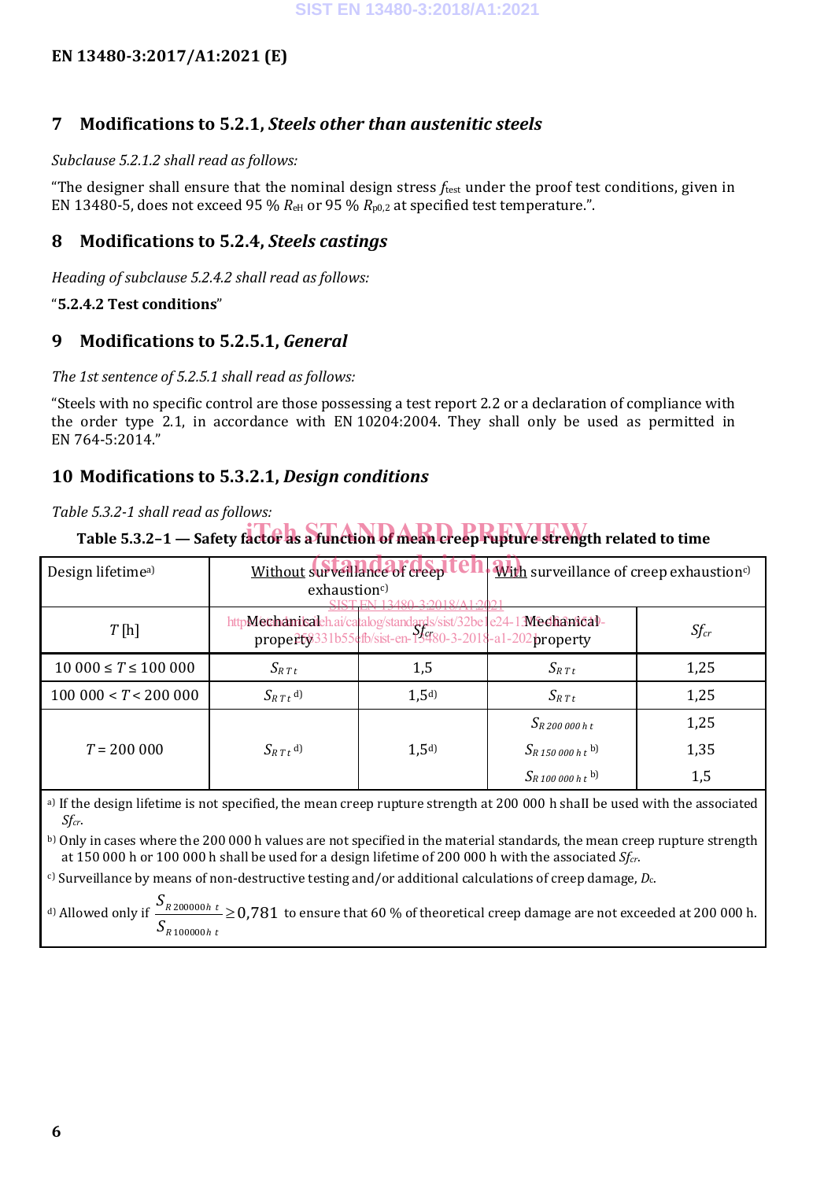## 7 Modifications to 5.2.1, *Steels other than austenitic steels*

*Subclause 5.2.1.2 shall read as follows:*

"The designer shall ensure that the nominal design stress $f_{test}$ under the proof test conditions, given in EN 13480-5, does not exceed 95 % $R_{eH}$ or 95 % $R_{p0,2}$ at specified test temperature.".

## 8 Modifications to 5.2.4, *Steels castings*

*Heading of subclause 5.2.4.2 shall read as follows:*

"**5.2.4.2 Test conditions**"

## 9 Modifications to 5.2.5.1, *General*

*The 1st sentence of 5.2.5.1 shall read as follows:*

"Steels with no specific control are those possessing a test report 2.2 or a declaration of compliance with the order type 2.1, in accordance with EN 10204:2004. They shall only be used as permitted in EN 764-5:2014."

## 10 Modifications to 5.3.2.1, *Design conditions*

*Table 5.3.2-1 shall read as follows:*

**Table 5.3.2–1 — Safety factor as a function of mean creep rupture strength related to time**

| Design lifetime[a)] | Without surveillance of creep exhaustion[c)] | | With surveillance of creep exhaustion[c)] | |
|---|---|---|---|---|
| $T$ [h] | Mechanical property | $Sf_{cr}$ | Mechanical property | $Sf_{cr}$ |
| $10\ 000 \leq T \leq 100\ 000$ | $S_{R\,T\,t}$ | 1,5 | $S_{R\,T\,t}$ | 1,25 |
| $100\ 000 < T < 200\ 000$ | $S_{R\,T\,t}$ [d)] | 1,5[d)] | $S_{R\,T\,t}$ | 1,25 |
| $T = 200\ 000$ | $S_{R\,T\,t}$ [d)] | 1,5[d)] | $S_{R\,200\,000\,h\,t}$ | 1,25 |
| | | | $S_{R\,150\,000\,h\,t}$ [b)] | 1,35 |
| | | | $S_{R\,100\,000\,h\,t}$ [b)] | 1,5 |

a) If the design lifetime is not specified, the mean creep rupture strength at 200 000 h shall be used with the associated $Sf_{cr}$.

b) Only in cases where the 200 000 h values are not specified in the material standards, the mean creep rupture strength at 150 000 h or 100 000 h shall be used for a design lifetime of 200 000 h with the associated $Sf_{cr}$.

c) Surveillance by means of non-destructive testing and/or additional calculations of creep damage, $D_c$.

d) Allowed only if $\frac{S_{R\,200000h\,t}}{S_{R\,100000h\,t}} \geq 0{,}781$ to ensure that 60 % of theoretical creep damage are not exceeded at 200 000 h.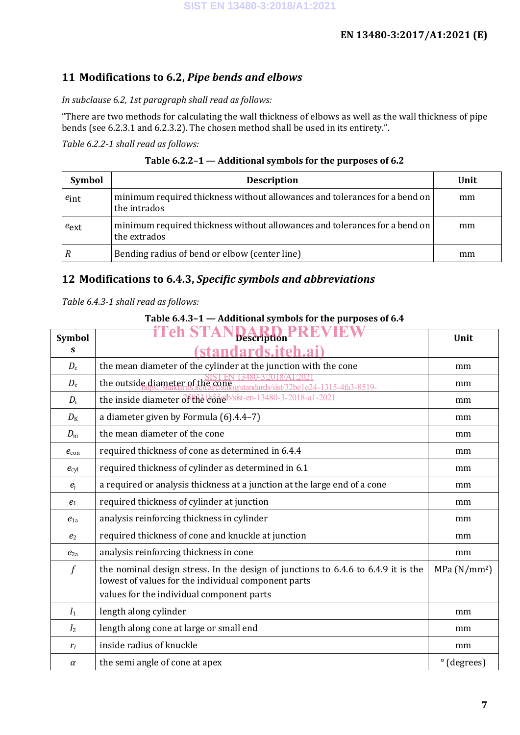## 11 Modifications to 6.2, *Pipe bends and elbows*

*In subclause 6.2, 1st paragraph shall read as follows:*

"There are two methods for calculating the wall thickness of elbows as well as the wall thickness of pipe bends (see 6.2.3.1 and 6.2.3.2). The chosen method shall be used in its entirety.".

*Table 6.2.2-1 shall read as follows:*

**Table 6.2.2–1 — Additional symbols for the purposes of 6.2**

| Symbol | Description | Unit |
|---|---|---|
| $e_{\text{int}}$ | minimum required thickness without allowances and tolerances for a bend on the intrados | mm |
| $e_{\text{ext}}$ | minimum required thickness without allowances and tolerances for a bend on the extrados | mm |
| $R$ | Bending radius of bend or elbow (center line) | mm |

## 12 Modifications to 6.4.3, *Specific symbols and abbreviations*

*Table 6.4.3-1 shall read as follows:*

**Table 6.4.3–1 — Additional symbols for the purposes of 6.4**

| Symbols | Description | Unit |
|---|---|---|
| $D_c$ | the mean diameter of the cylinder at the junction with the cone | mm |
| $D_e$ | the outside diameter of the cone | mm |
| $D_i$ | the inside diameter of the cone | mm |
| $D_K$ | a diameter given by Formula (6).4.4–7) | mm |
| $D_m$ | the mean diameter of the cone | mm |
| $e_{con}$ | required thickness of cone as determined in 6.4.4 | mm |
| $e_{cyl}$ | required thickness of cylinder as determined in 6.1 | mm |
| $e_j$ | a required or analysis thickness at a junction at the large end of a cone | mm |
| $e_1$ | required thickness of cylinder at junction | mm |
| $e_{1a}$ | analysis reinforcing thickness in cylinder | mm |
| $e_2$ | required thickness of cone and knuckle at junction | mm |
| $e_{2a}$ | analysis reinforcing thickness in cone | mm |
| $f$ | the nominal design stress. In the design of junctions to 6.4.6 to 6.4.9 it is the lowest of values for the individual component parts<br>values for the individual component parts | MPa (N/mm²) |
| $l_1$ | length along cylinder | mm |
| $l_2$ | length along cone at large or small end | mm |
| $r_i$ | inside radius of knuckle | mm |
| $\alpha$ | the semi angle of cone at apex | ° (degrees) |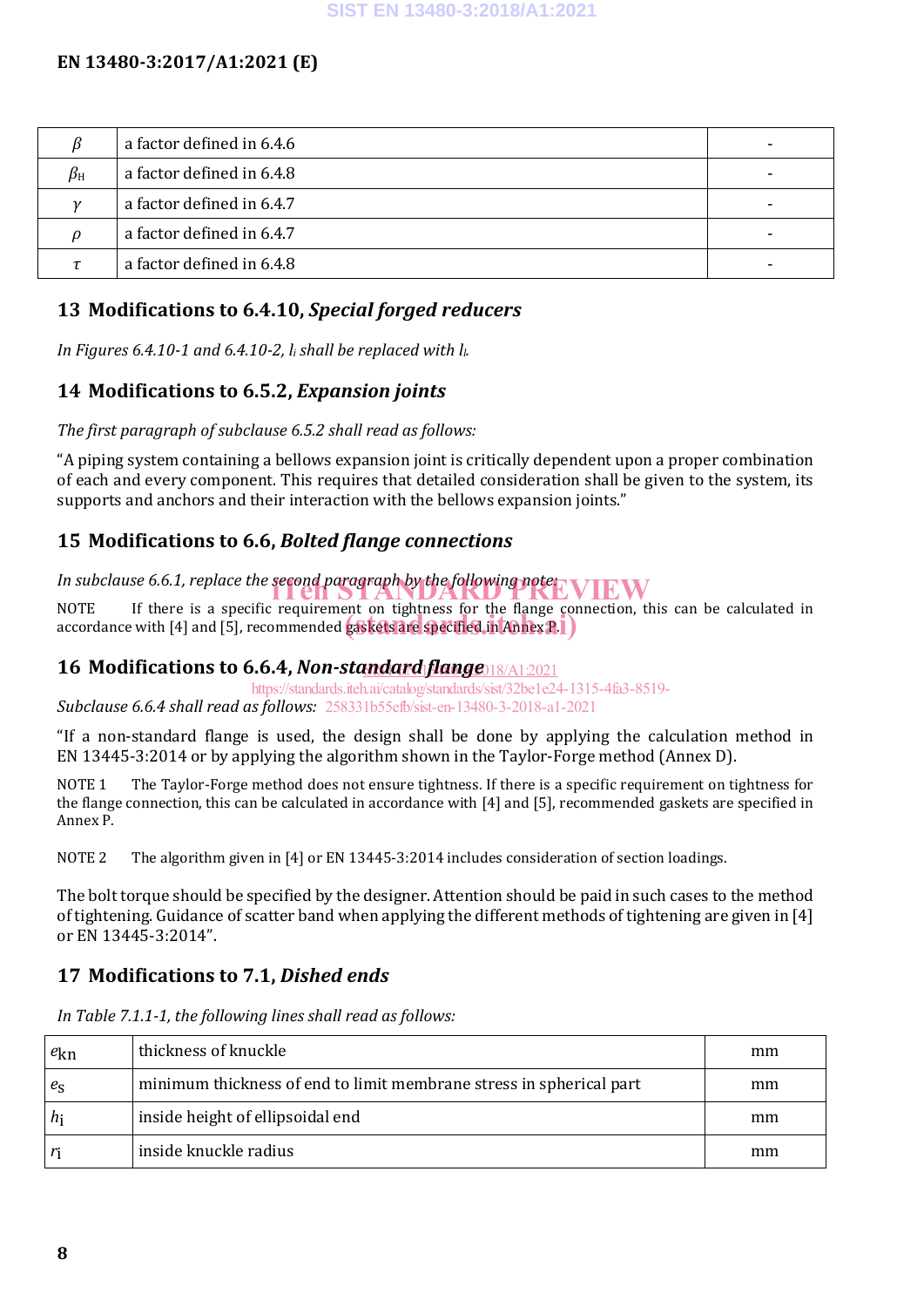| | | |
|---|---|---|
| $\beta$ | a factor defined in 6.4.6 | - |
| $\beta_H$ | a factor defined in 6.4.8 | - |
| $\gamma$ | a factor defined in 6.4.7 | - |
| $\rho$ | a factor defined in 6.4.7 | - |
| $\tau$ | a factor defined in 6.4.8 | - |

## 13 Modifications to 6.4.10, *Special forged reducers*

*In Figures 6.4.10-1 and 6.4.10-2, $l_i$ shall be replaced with $l_l$.*

## 14 Modifications to 6.5.2, *Expansion joints*

*The first paragraph of subclause 6.5.2 shall read as follows:*

"A piping system containing a bellows expansion joint is critically dependent upon a proper combination of each and every component. This requires that detailed consideration shall be given to the system, its supports and anchors and their interaction with the bellows expansion joints."

## 15 Modifications to 6.6, *Bolted flange connections*

*In subclause 6.6.1, replace the second paragraph by the following note:*

NOTE If there is a specific requirement on tightness for the flange connection, this can be calculated in accordance with [4] and [5], recommended gaskets are specified in Annex P.

## 16 Modifications to 6.6.4, *Non-standard flange*

*Subclause 6.6.4 shall read as follows:*

"If a non-standard flange is used, the design shall be done by applying the calculation method in EN 13445-3:2014 or by applying the algorithm shown in the Taylor-Forge method (Annex D).

NOTE 1 The Taylor-Forge method does not ensure tightness. If there is a specific requirement on tightness for the flange connection, this can be calculated in accordance with [4] and [5], recommended gaskets are specified in Annex P.

NOTE 2 The algorithm given in [4] or EN 13445-3:2014 includes consideration of section loadings.

The bolt torque should be specified by the designer. Attention should be paid in such cases to the method of tightening. Guidance of scatter band when applying the different methods of tightening are given in [4] or EN 13445-3:2014".

## 17 Modifications to 7.1, *Dished ends*

*In Table 7.1.1-1, the following lines shall read as follows:*

| | | |
|---|---|---|
| $e_{kn}$ | thickness of knuckle | mm |
| $e_S$ | minimum thickness of end to limit membrane stress in spherical part | mm |
| $h_i$ | inside height of ellipsoidal end | mm |
| $r_i$ | inside knuckle radius | mm |